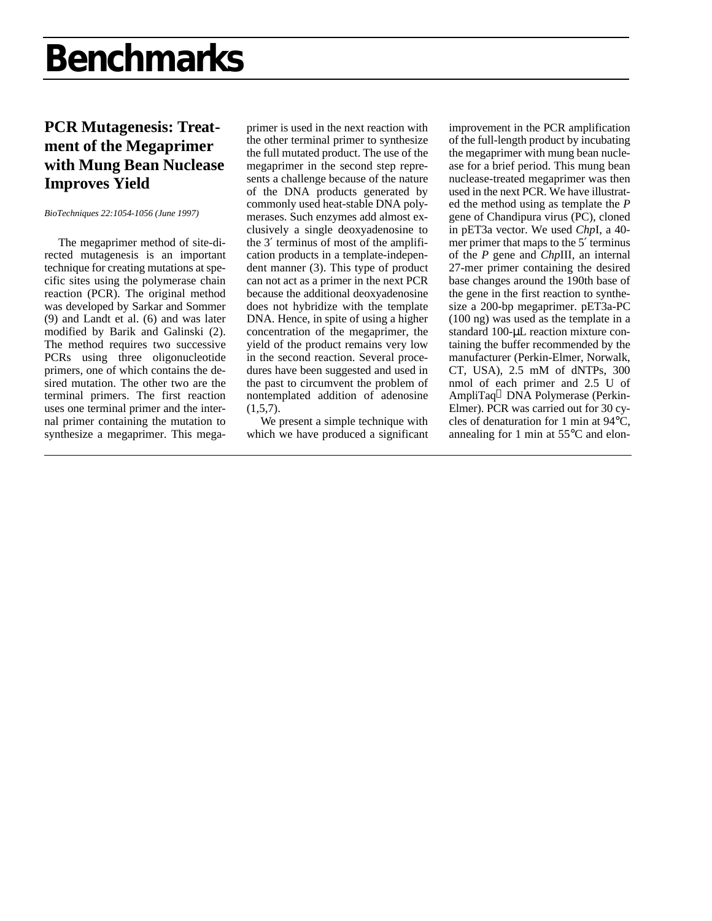# Benchmarks

## PCR Mutagenesis: Treatment of the Megaprimer with Mung Bean Nuclease Improves Yield

*BioTechniques 22:1054-1056 (June 1997)*

The megaprimer method of site-directed mutagenesis is an important technique for creating mutations at specific sites using the polymerase chain reaction (PCR). The original method was developed by Sarkar and Sommer (9) and Landt et al. (6) and was later modified by Barik and Galinski (2). The method requires two successive PCRs using three oligonucleotide primers, one of which contains the desired mutation. The other two are the terminal primers. The first reaction uses one terminal primer and the internal primer containing the mutation to synthesize a megaprimer. This megaprimer is used in the next reaction with the other terminal primer to synthesize the full mutated product. The use of the megaprimer in the second step represents a challenge because of the nature of the DNA products generated by commonly used heat-stable DNA polymerases. Such enzymes add almost exclusively a single deoxyadenosine to the 3′ terminus of most of the amplification products in a template-independent manner (3). This type of product can not act as a primer in the next PCR because the additional deoxyadenosine does not hybridize with the template DNA. Hence, in spite of using a higher concentration of the megaprimer, the yield of the product remains very low in the second reaction. Several procedures have been suggested and used in the past to circumvent the problem of nontemplated addition of adenosine (1,5,7).

We present a simple technique with which we have produced a significant improvement in the PCR amplification of the full-length product by incubating the megaprimer with mung bean nuclease for a brief period. This mung bean nuclease-treated megaprimer was then used in the next PCR. We have illustrated the method using as template the *P* gene of Chandipura virus (PC), cloned in pET3a vector. We used *Chp*I, a 40-mer primer that maps to the 5′ terminus of the *P* gene and *Chp*III, an internal 27-mer primer containing the desired base changes around the 190th base of the gene in the first reaction to synthesize a 200-bp megaprimer. pET3a-PC (100 ng) was used as the template in a standard 100-μL reaction mixture containing the buffer recommended by the manufacturer (Perkin-Elmer, Norwalk, CT, USA), 2.5 mM of dNTPs, 300 nmol of each primer and 2.5 U of AmpliTaq® DNA Polymerase (Perkin-Elmer). PCR was carried out for 30 cycles of denaturation for 1 min at 94°C, annealing for 1 min at 55°C and elon-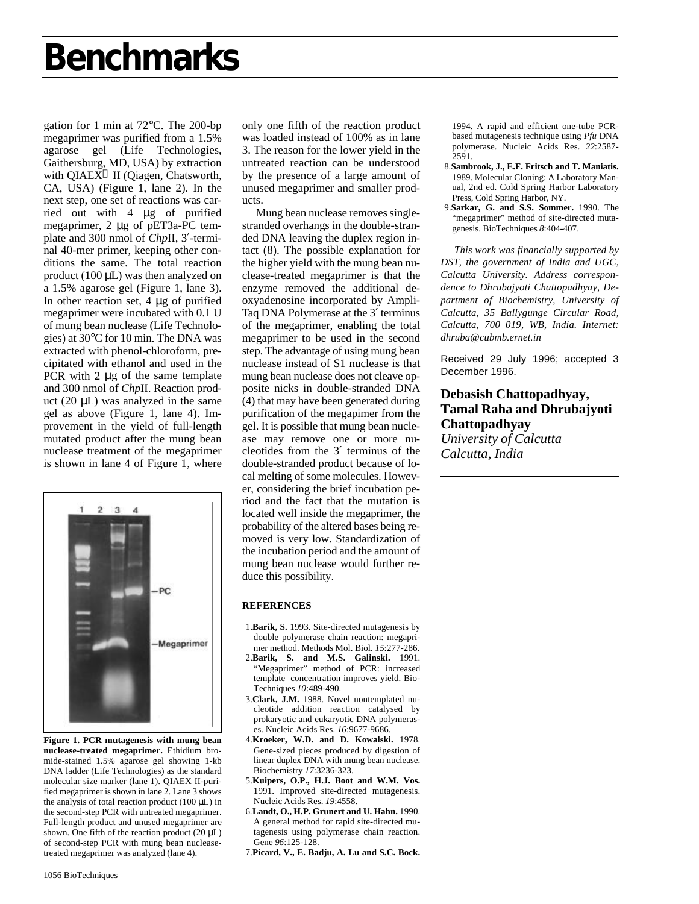gation for 1 min at 72°C. The 200-bp megaprimer was purified from a 1.5% agarose gel (Life Technologies, Gaithersburg, MD, USA) by extraction with QIAEX II (Qiagen, Chatsworth, CA, USA) (Figure 1, lane 2). In the next step, one set of reactions was carried out with 4 µg of purified megaprimer, 2 µg of pET3a-PC template and 300 nmol of *Chp*II, 3′-terminal 40-mer primer, keeping other conditions the same. The total reaction product (100 µL) was then analyzed on a 1.5% agarose gel (Figure 1, lane 3). In other reaction set, 4 µg of purified megaprimer were incubated with 0.1 U of mung bean nuclease (Life Technologies) at 30°C for 10 min. The DNA was extracted with phenol-chloroform, precipitated with ethanol and used in the PCR with 2 µg of the same template and 300 nmol of *Chp*II. Reaction product (20 µL) was analyzed in the same gel as above (Figure 1, lane 4). Improvement in the yield of full-length mutated product after the mung bean nuclease treatment of the megaprimer is shown in lane 4 of Figure 1, where only one fifth of the reaction product was loaded instead of 100% as in lane 3. The reason for the lower yield in the untreated reaction can be understood by the presence of a large amount of unused megaprimer and smaller products.

1 2 3 4

–PC

–Megaprimer

**Figure 1. PCR mutagenesis with mung bean nuclease-treated megaprimer.** Ethidium bromide-stained 1.5% agarose gel showing 1-kb DNA ladder (Life Technologies) as the standard molecular size marker (lane 1). QIAEX II-purified megaprimer is shown in lane 2. Lane 3 shows the analysis of total reaction product (100 µL) in the second-step PCR with untreated megaprimer. Full-length product and unused megaprimer are shown. One fifth of the reaction product (20 µL) of second-step PCR with mung bean nuclease-treated megaprimer was analyzed (lane 4).

Mung bean nuclease removes single-stranded overhangs in the double-stranded DNA leaving the duplex region intact (8). The possible explanation for the higher yield with the mung bean nuclease-treated megaprimer is that the enzyme removed the additional deoxyadenosine incorporated by AmpliTaq DNA Polymerase at the 3′ terminus of the megaprimer, enabling the total megaprimer to be used in the second step. The advantage of using mung bean nuclease instead of S1 nuclease is that mung bean nuclease does not cleave opposite nicks in double-stranded DNA (4) that may have been generated during purification of the megapimer from the gel. It is possible that mung bean nuclease may remove one or more nucleotides from the 3′ terminus of the double-stranded product because of local melting of some molecules. However, considering the brief incubation period and the fact that the mutation is located well inside the megaprimer, the probability of the altered bases being removed is very low. Standardization of the incubation period and the amount of mung bean nuclease would further reduce this possibility.

## REFERENCES

1. **Barik, S.** 1993. Site-directed mutagenesis by double polymerase chain reaction: megaprimer method. Methods Mol. Biol. *15*:277-286.
2. **Barik, S. and M.S. Galinski.** 1991. "Megaprimer" method of PCR: increased template concentration improves yield. BioTechniques *10*:489-490.
3. **Clark, J.M.** 1988. Novel nontemplated nucleotide addition reaction catalysed by prokaryotic and eukaryotic DNA polymerases. Nucleic Acids Res. *16*:9677-9686.
4. **Kroeker, W.D. and D. Kowalski.** 1978. Gene-sized pieces produced by digestion of linear duplex DNA with mung bean nuclease. Biochemistry *17*:3236-323.
5. **Kuipers, O.P., H.J. Boot and W.M. Vos.** 1991. Improved site-directed mutagenesis. Nucleic Acids Res. *19*:4558.
6. **Landt, O., H.P. Grunert and U. Hahn.** 1990. A general method for rapid site-directed mutagenesis using polymerase chain reaction. Gene *96*:125-128.
7. **Picard, V., E. Badju, A. Lu and S.C. Bock.** 1994. A rapid and efficient one-tube PCR-based mutagenesis technique using *Pfu* DNA polymerase. Nucleic Acids Res. *22*:2587-2591.
8. **Sambrook, J., E.F. Fritsch and T. Maniatis.** 1989. Molecular Cloning: A Laboratory Manual, 2nd ed. Cold Spring Harbor Laboratory Press, Cold Spring Harbor, NY.
9. **Sarkar, G. and S.S. Sommer.** 1990. The "megaprimer" method of site-directed mutagenesis. BioTechniques *8*:404-407.

*This work was financially supported by DST, the government of India and UGC, Calcutta University. Address correspondence to Dhrubajyoti Chattopadhyay, Department of Biochemistry, University of Calcutta, 35 Ballygunge Circular Road, Calcutta, 700 019, WB, India. Internet: dhruba@cubmb.ernet.in*

Received 29 July 1996; accepted 3 December 1996.

**Debasish Chattopadhyay, Tamal Raha and Dhrubajyoti Chattopadhyay**
*University of Calcutta*
*Calcutta, India*